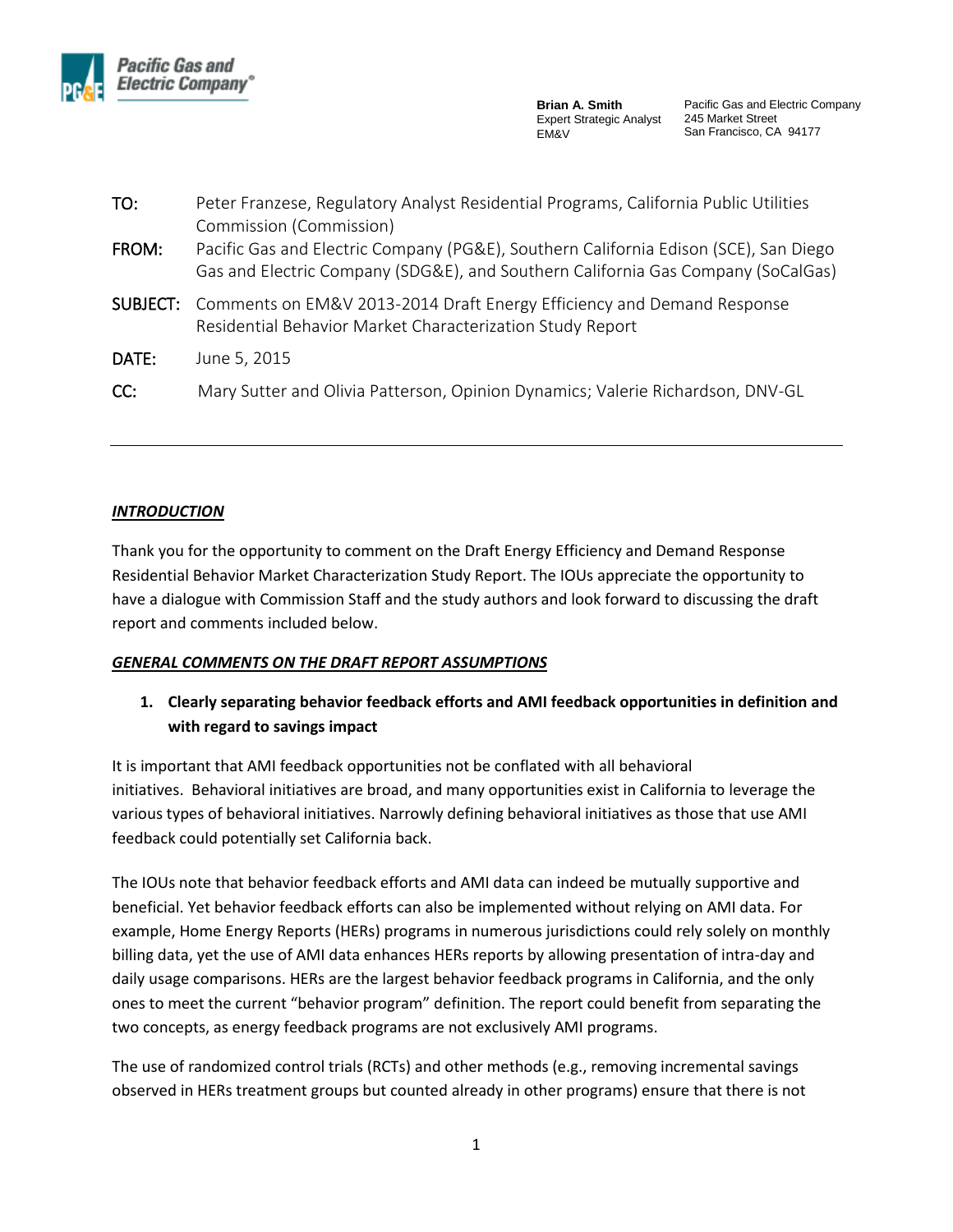**Pacific Gas and Electric Company®**

**Brian A. Smith**
Expert Strategic Analyst
EM&V

Pacific Gas and Electric Company
245 Market Street
San Francisco, CA 94177

**TO:** Peter Franzese, Regulatory Analyst Residential Programs, California Public Utilities Commission (Commission)

**FROM:** Pacific Gas and Electric Company (PG&E), Southern California Edison (SCE), San Diego Gas and Electric Company (SDG&E), and Southern California Gas Company (SoCalGas)

**SUBJECT:** Comments on EM&V 2013-2014 Draft Energy Efficiency and Demand Response Residential Behavior Market Characterization Study Report

**DATE:** June 5, 2015

**CC:** Mary Sutter and Olivia Patterson, Opinion Dynamics; Valerie Richardson, DNV-GL

---

## ***INTRODUCTION***

Thank you for the opportunity to comment on the Draft Energy Efficiency and Demand Response Residential Behavior Market Characterization Study Report. The IOUs appreciate the opportunity to have a dialogue with Commission Staff and the study authors and look forward to discussing the draft report and comments included below.

## ***GENERAL COMMENTS ON THE DRAFT REPORT ASSUMPTIONS***

1. **Clearly separating behavior feedback efforts and AMI feedback opportunities in definition and with regard to savings impact**

It is important that AMI feedback opportunities not be conflated with all behavioral initiatives. Behavioral initiatives are broad, and many opportunities exist in California to leverage the various types of behavioral initiatives. Narrowly defining behavioral initiatives as those that use AMI feedback could potentially set California back.

The IOUs note that behavior feedback efforts and AMI data can indeed be mutually supportive and beneficial. Yet behavior feedback efforts can also be implemented without relying on AMI data. For example, Home Energy Reports (HERs) programs in numerous jurisdictions could rely solely on monthly billing data, yet the use of AMI data enhances HERs reports by allowing presentation of intra-day and daily usage comparisons. HERs are the largest behavior feedback programs in California, and the only ones to meet the current "behavior program" definition. The report could benefit from separating the two concepts, as energy feedback programs are not exclusively AMI programs.

The use of randomized control trials (RCTs) and other methods (e.g., removing incremental savings observed in HERs treatment groups but counted already in other programs) ensure that there is not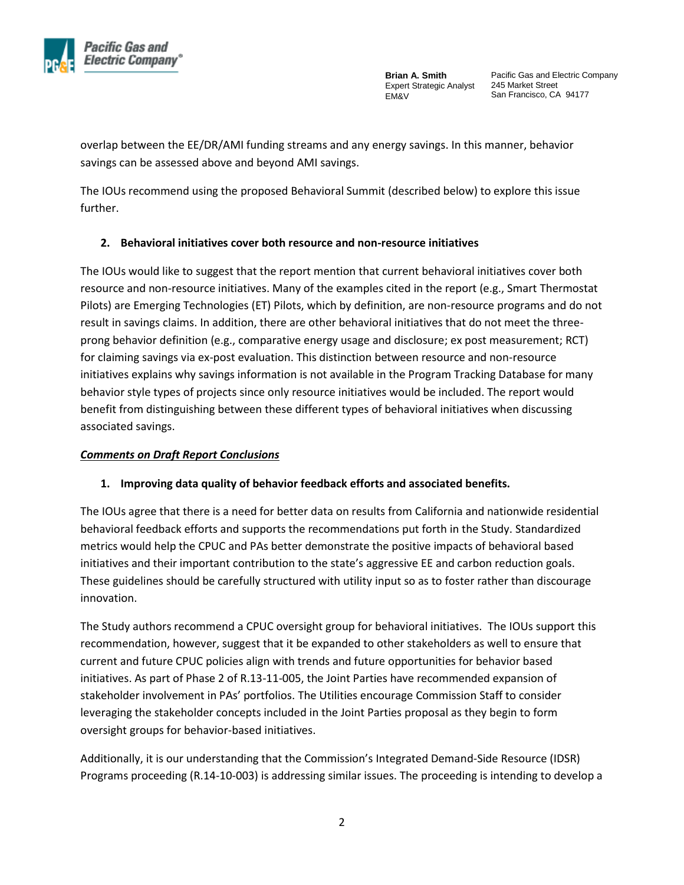overlap between the EE/DR/AMI funding streams and any energy savings. In this manner, behavior savings can be assessed above and beyond AMI savings.

The IOUs recommend using the proposed Behavioral Summit (described below) to explore this issue further.

2. **Behavioral initiatives cover both resource and non-resource initiatives**

The IOUs would like to suggest that the report mention that current behavioral initiatives cover both resource and non-resource initiatives. Many of the examples cited in the report (e.g., Smart Thermostat Pilots) are Emerging Technologies (ET) Pilots, which by definition, are non-resource programs and do not result in savings claims. In addition, there are other behavioral initiatives that do not meet the three-prong behavior definition (e.g., comparative energy usage and disclosure; ex post measurement; RCT) for claiming savings via ex-post evaluation. This distinction between resource and non-resource initiatives explains why savings information is not available in the Program Tracking Database for many behavior style types of projects since only resource initiatives would be included. The report would benefit from distinguishing between these different types of behavioral initiatives when discussing associated savings.

***Comments on Draft Report Conclusions***

1. **Improving data quality of behavior feedback efforts and associated benefits.**

The IOUs agree that there is a need for better data on results from California and nationwide residential behavioral feedback efforts and supports the recommendations put forth in the Study. Standardized metrics would help the CPUC and PAs better demonstrate the positive impacts of behavioral based initiatives and their important contribution to the state's aggressive EE and carbon reduction goals. These guidelines should be carefully structured with utility input so as to foster rather than discourage innovation.

The Study authors recommend a CPUC oversight group for behavioral initiatives. The IOUs support this recommendation, however, suggest that it be expanded to other stakeholders as well to ensure that current and future CPUC policies align with trends and future opportunities for behavior based initiatives. As part of Phase 2 of R.13-11-005, the Joint Parties have recommended expansion of stakeholder involvement in PAs' portfolios. The Utilities encourage Commission Staff to consider leveraging the stakeholder concepts included in the Joint Parties proposal as they begin to form oversight groups for behavior-based initiatives.

Additionally, it is our understanding that the Commission's Integrated Demand-Side Resource (IDSR) Programs proceeding (R.14-10-003) is addressing similar issues. The proceeding is intending to develop a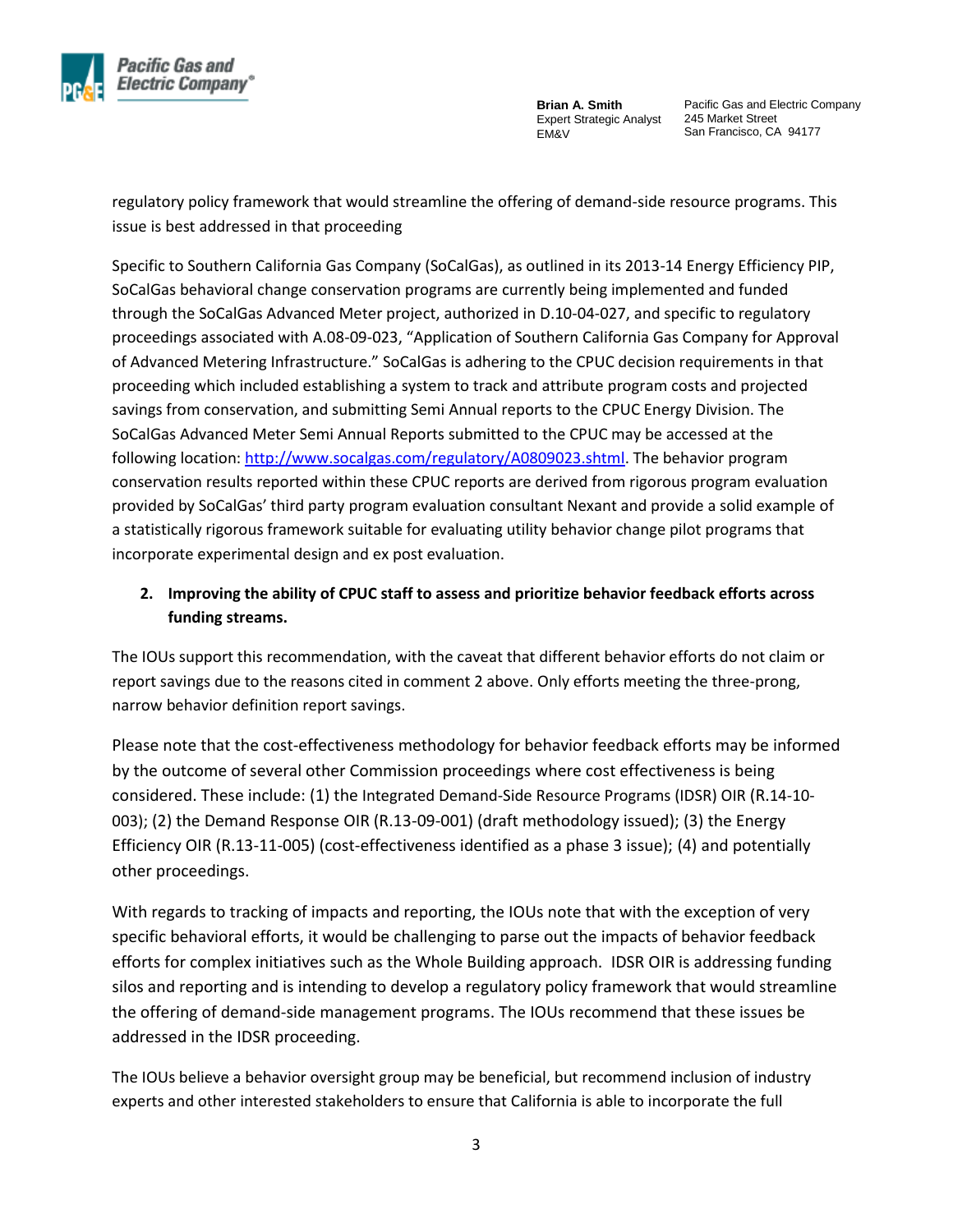regulatory policy framework that would streamline the offering of demand-side resource programs. This issue is best addressed in that proceeding

Specific to Southern California Gas Company (SoCalGas), as outlined in its 2013-14 Energy Efficiency PIP, SoCalGas behavioral change conservation programs are currently being implemented and funded through the SoCalGas Advanced Meter project, authorized in D.10-04-027, and specific to regulatory proceedings associated with A.08-09-023, "Application of Southern California Gas Company for Approval of Advanced Metering Infrastructure." SoCalGas is adhering to the CPUC decision requirements in that proceeding which included establishing a system to track and attribute program costs and projected savings from conservation, and submitting Semi Annual reports to the CPUC Energy Division. The SoCalGas Advanced Meter Semi Annual Reports submitted to the CPUC may be accessed at the following location: [http://www.socalgas.com/regulatory/A0809023.shtml](http://www.socalgas.com/regulatory/A0809023.shtml). The behavior program conservation results reported within these CPUC reports are derived from rigorous program evaluation provided by SoCalGas' third party program evaluation consultant Nexant and provide a solid example of a statistically rigorous framework suitable for evaluating utility behavior change pilot programs that incorporate experimental design and ex post evaluation.

2. **Improving the ability of CPUC staff to assess and prioritize behavior feedback efforts across funding streams.**

The IOUs support this recommendation, with the caveat that different behavior efforts do not claim or report savings due to the reasons cited in comment 2 above. Only efforts meeting the three-prong, narrow behavior definition report savings.

Please note that the cost-effectiveness methodology for behavior feedback efforts may be informed by the outcome of several other Commission proceedings where cost effectiveness is being considered. These include: (1) the Integrated Demand-Side Resource Programs (IDSR) OIR (R.14-10-003); (2) the Demand Response OIR (R.13-09-001) (draft methodology issued); (3) the Energy Efficiency OIR (R.13-11-005) (cost-effectiveness identified as a phase 3 issue); (4) and potentially other proceedings.

With regards to tracking of impacts and reporting, the IOUs note that with the exception of very specific behavioral efforts, it would be challenging to parse out the impacts of behavior feedback efforts for complex initiatives such as the Whole Building approach. IDSR OIR is addressing funding silos and reporting and is intending to develop a regulatory policy framework that would streamline the offering of demand-side management programs. The IOUs recommend that these issues be addressed in the IDSR proceeding.

The IOUs believe a behavior oversight group may be beneficial, but recommend inclusion of industry experts and other interested stakeholders to ensure that California is able to incorporate the full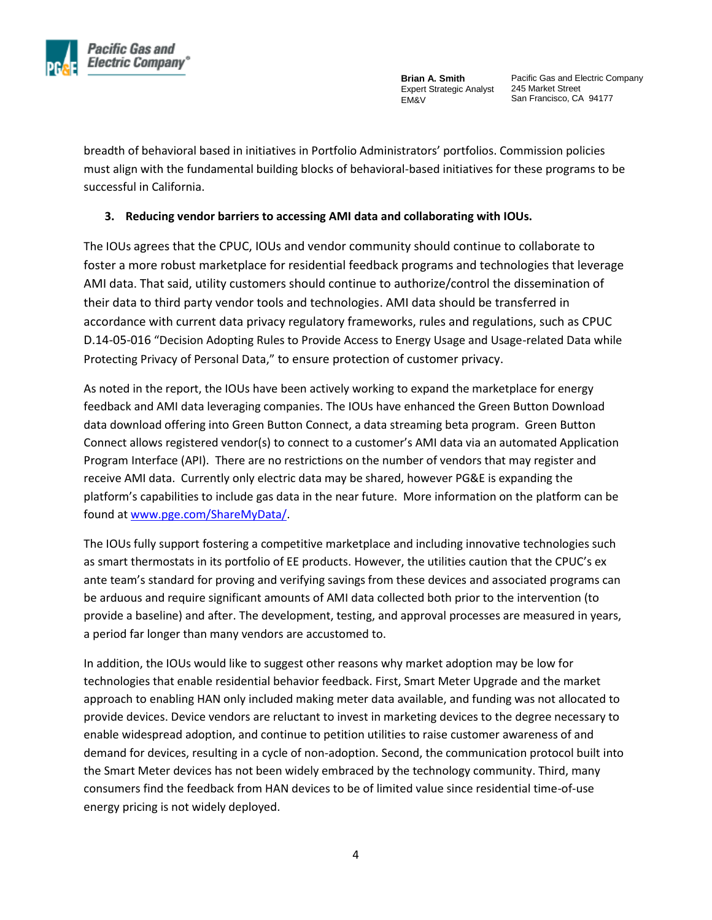breadth of behavioral based in initiatives in Portfolio Administrators' portfolios. Commission policies must align with the fundamental building blocks of behavioral-based initiatives for these programs to be successful in California.

3. **Reducing vendor barriers to accessing AMI data and collaborating with IOUs.**

The IOUs agrees that the CPUC, IOUs and vendor community should continue to collaborate to foster a more robust marketplace for residential feedback programs and technologies that leverage AMI data. That said, utility customers should continue to authorize/control the dissemination of their data to third party vendor tools and technologies. AMI data should be transferred in accordance with current data privacy regulatory frameworks, rules and regulations, such as CPUC D.14-05-016 "Decision Adopting Rules to Provide Access to Energy Usage and Usage-related Data while Protecting Privacy of Personal Data," to ensure protection of customer privacy.

As noted in the report, the IOUs have been actively working to expand the marketplace for energy feedback and AMI data leveraging companies. The IOUs have enhanced the Green Button Download data download offering into Green Button Connect, a data streaming beta program. Green Button Connect allows registered vendor(s) to connect to a customer's AMI data via an automated Application Program Interface (API). There are no restrictions on the number of vendors that may register and receive AMI data. Currently only electric data may be shared, however PG&E is expanding the platform's capabilities to include gas data in the near future. More information on the platform can be found at [www.pge.com/ShareMyData/](http://www.pge.com/ShareMyData/).

The IOUs fully support fostering a competitive marketplace and including innovative technologies such as smart thermostats in its portfolio of EE products. However, the utilities caution that the CPUC's ex ante team's standard for proving and verifying savings from these devices and associated programs can be arduous and require significant amounts of AMI data collected both prior to the intervention (to provide a baseline) and after. The development, testing, and approval processes are measured in years, a period far longer than many vendors are accustomed to.

In addition, the IOUs would like to suggest other reasons why market adoption may be low for technologies that enable residential behavior feedback. First, Smart Meter Upgrade and the market approach to enabling HAN only included making meter data available, and funding was not allocated to provide devices. Device vendors are reluctant to invest in marketing devices to the degree necessary to enable widespread adoption, and continue to petition utilities to raise customer awareness of and demand for devices, resulting in a cycle of non-adoption. Second, the communication protocol built into the Smart Meter devices has not been widely embraced by the technology community. Third, many consumers find the feedback from HAN devices to be of limited value since residential time-of-use energy pricing is not widely deployed.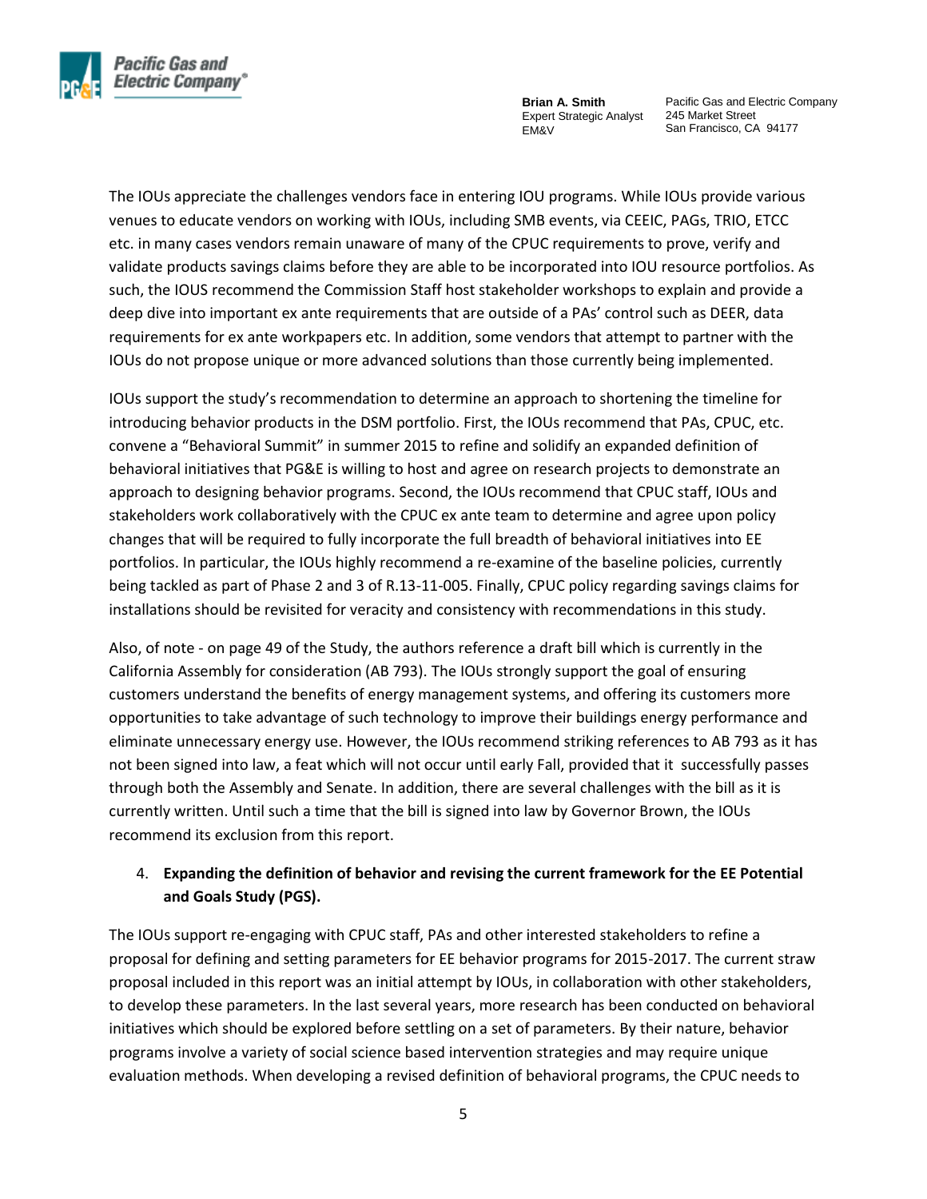The IOUs appreciate the challenges vendors face in entering IOU programs. While IOUs provide various venues to educate vendors on working with IOUs, including SMB events, via CEEIC, PAGs, TRIO, ETCC etc. in many cases vendors remain unaware of many of the CPUC requirements to prove, verify and validate products savings claims before they are able to be incorporated into IOU resource portfolios. As such, the IOUS recommend the Commission Staff host stakeholder workshops to explain and provide a deep dive into important ex ante requirements that are outside of a PAs' control such as DEER, data requirements for ex ante workpapers etc. In addition, some vendors that attempt to partner with the IOUs do not propose unique or more advanced solutions than those currently being implemented.

IOUs support the study's recommendation to determine an approach to shortening the timeline for introducing behavior products in the DSM portfolio. First, the IOUs recommend that PAs, CPUC, etc. convene a "Behavioral Summit" in summer 2015 to refine and solidify an expanded definition of behavioral initiatives that PG&E is willing to host and agree on research projects to demonstrate an approach to designing behavior programs. Second, the IOUs recommend that CPUC staff, IOUs and stakeholders work collaboratively with the CPUC ex ante team to determine and agree upon policy changes that will be required to fully incorporate the full breadth of behavioral initiatives into EE portfolios. In particular, the IOUs highly recommend a re-examine of the baseline policies, currently being tackled as part of Phase 2 and 3 of R.13-11-005. Finally, CPUC policy regarding savings claims for installations should be revisited for veracity and consistency with recommendations in this study.

Also, of note - on page 49 of the Study, the authors reference a draft bill which is currently in the California Assembly for consideration (AB 793). The IOUs strongly support the goal of ensuring customers understand the benefits of energy management systems, and offering its customers more opportunities to take advantage of such technology to improve their buildings energy performance and eliminate unnecessary energy use. However, the IOUs recommend striking references to AB 793 as it has not been signed into law, a feat which will not occur until early Fall, provided that it successfully passes through both the Assembly and Senate. In addition, there are several challenges with the bill as it is currently written. Until such a time that the bill is signed into law by Governor Brown, the IOUs recommend its exclusion from this report.

4. **Expanding the definition of behavior and revising the current framework for the EE Potential and Goals Study (PGS).**

The IOUs support re-engaging with CPUC staff, PAs and other interested stakeholders to refine a proposal for defining and setting parameters for EE behavior programs for 2015-2017. The current straw proposal included in this report was an initial attempt by IOUs, in collaboration with other stakeholders, to develop these parameters. In the last several years, more research has been conducted on behavioral initiatives which should be explored before settling on a set of parameters. By their nature, behavior programs involve a variety of social science based intervention strategies and may require unique evaluation methods. When developing a revised definition of behavioral programs, the CPUC needs to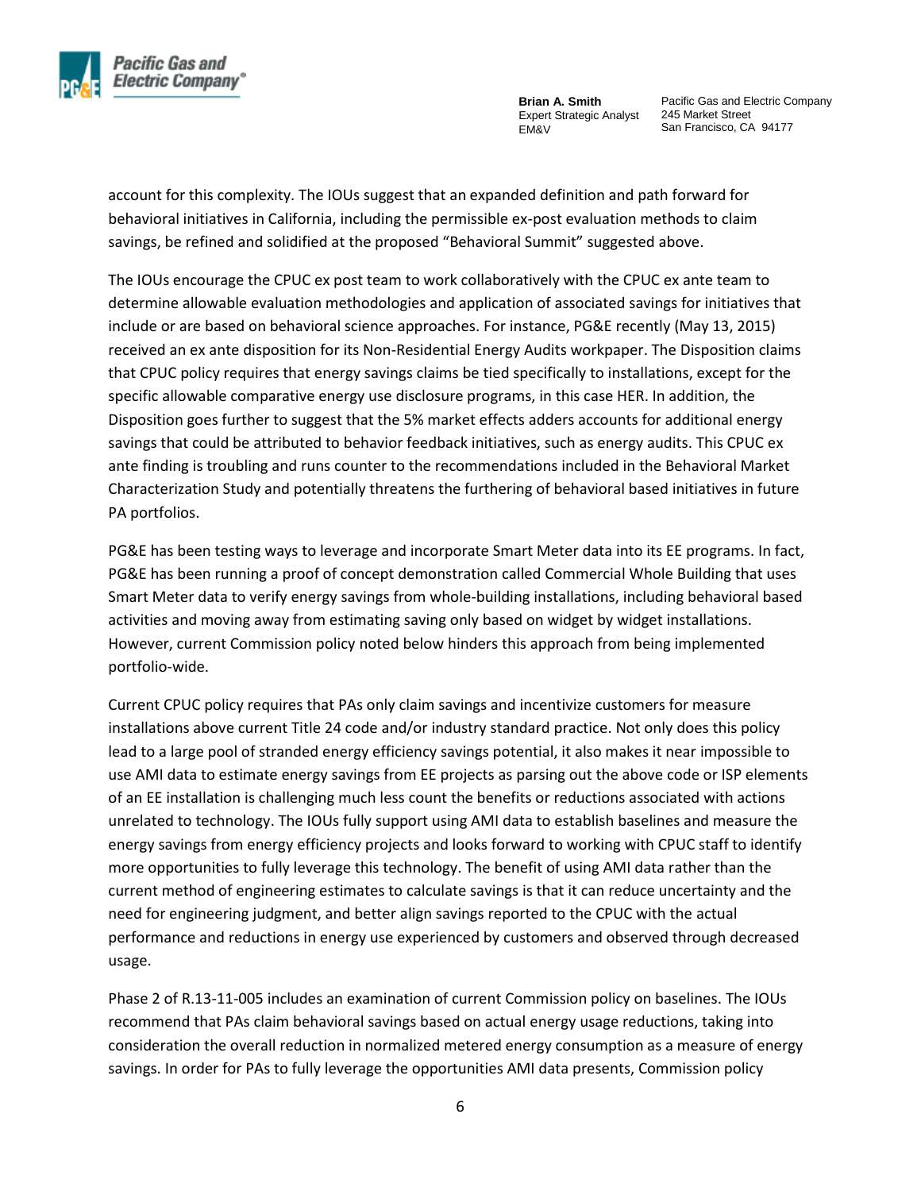account for this complexity. The IOUs suggest that an expanded definition and path forward for behavioral initiatives in California, including the permissible ex-post evaluation methods to claim savings, be refined and solidified at the proposed "Behavioral Summit" suggested above.

The IOUs encourage the CPUC ex post team to work collaboratively with the CPUC ex ante team to determine allowable evaluation methodologies and application of associated savings for initiatives that include or are based on behavioral science approaches. For instance, PG&E recently (May 13, 2015) received an ex ante disposition for its Non-Residential Energy Audits workpaper. The Disposition claims that CPUC policy requires that energy savings claims be tied specifically to installations, except for the specific allowable comparative energy use disclosure programs, in this case HER. In addition, the Disposition goes further to suggest that the 5% market effects adders accounts for additional energy savings that could be attributed to behavior feedback initiatives, such as energy audits. This CPUC ex ante finding is troubling and runs counter to the recommendations included in the Behavioral Market Characterization Study and potentially threatens the furthering of behavioral based initiatives in future PA portfolios.

PG&E has been testing ways to leverage and incorporate Smart Meter data into its EE programs. In fact, PG&E has been running a proof of concept demonstration called Commercial Whole Building that uses Smart Meter data to verify energy savings from whole-building installations, including behavioral based activities and moving away from estimating saving only based on widget by widget installations. However, current Commission policy noted below hinders this approach from being implemented portfolio-wide.

Current CPUC policy requires that PAs only claim savings and incentivize customers for measure installations above current Title 24 code and/or industry standard practice. Not only does this policy lead to a large pool of stranded energy efficiency savings potential, it also makes it near impossible to use AMI data to estimate energy savings from EE projects as parsing out the above code or ISP elements of an EE installation is challenging much less count the benefits or reductions associated with actions unrelated to technology. The IOUs fully support using AMI data to establish baselines and measure the energy savings from energy efficiency projects and looks forward to working with CPUC staff to identify more opportunities to fully leverage this technology. The benefit of using AMI data rather than the current method of engineering estimates to calculate savings is that it can reduce uncertainty and the need for engineering judgment, and better align savings reported to the CPUC with the actual performance and reductions in energy use experienced by customers and observed through decreased usage.

Phase 2 of R.13-11-005 includes an examination of current Commission policy on baselines. The IOUs recommend that PAs claim behavioral savings based on actual energy usage reductions, taking into consideration the overall reduction in normalized metered energy consumption as a measure of energy savings. In order for PAs to fully leverage the opportunities AMI data presents, Commission policy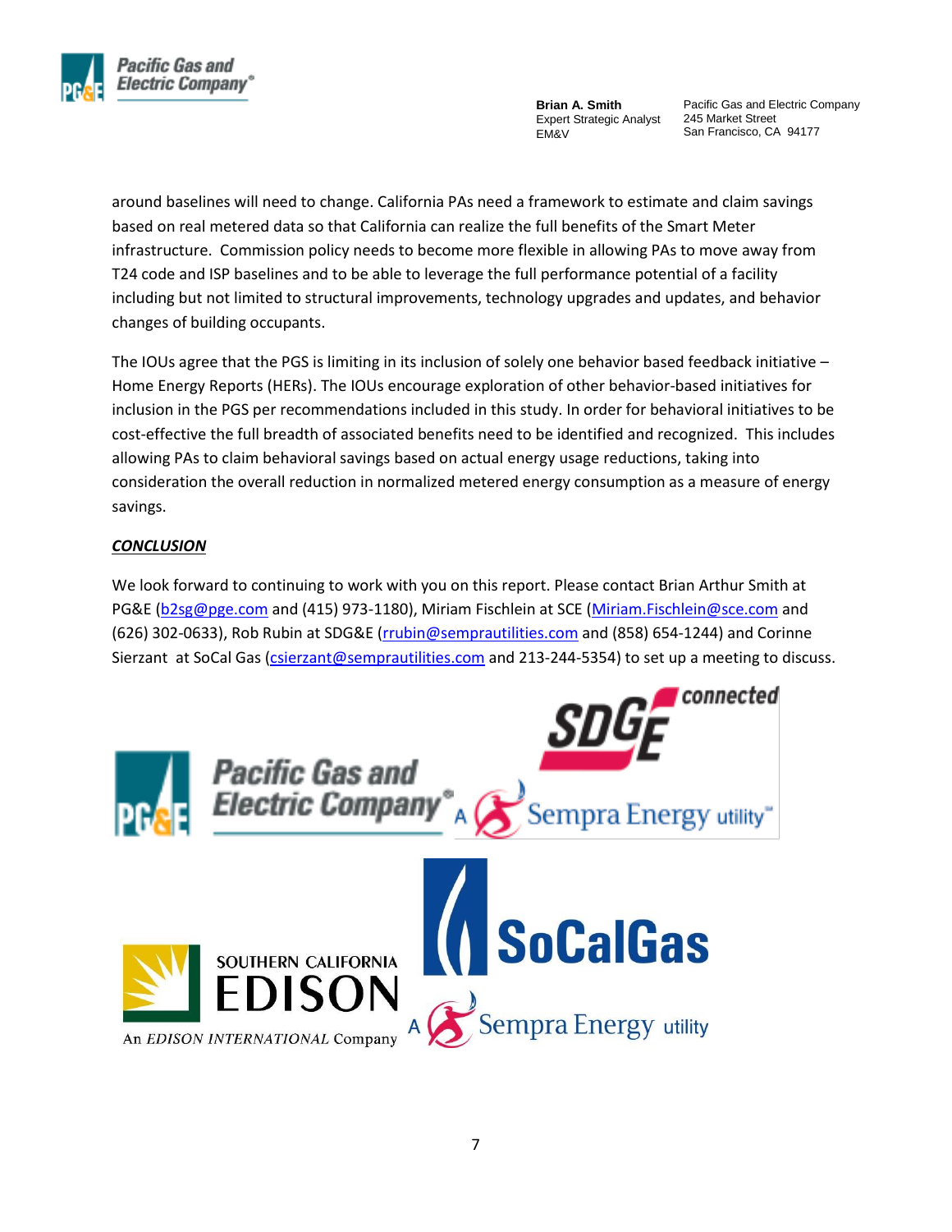around baselines will need to change. California PAs need a framework to estimate and claim savings based on real metered data so that California can realize the full benefits of the Smart Meter infrastructure. Commission policy needs to become more flexible in allowing PAs to move away from T24 code and ISP baselines and to be able to leverage the full performance potential of a facility including but not limited to structural improvements, technology upgrades and updates, and behavior changes of building occupants.

The IOUs agree that the PGS is limiting in its inclusion of solely one behavior based feedback initiative – Home Energy Reports (HERs). The IOUs encourage exploration of other behavior-based initiatives for inclusion in the PGS per recommendations included in this study. In order for behavioral initiatives to be cost-effective the full breadth of associated benefits need to be identified and recognized. This includes allowing PAs to claim behavioral savings based on actual energy usage reductions, taking into consideration the overall reduction in normalized metered energy consumption as a measure of energy savings.

***CONCLUSION***

We look forward to continuing to work with you on this report. Please contact Brian Arthur Smith at PG&E (b2sg@pge.com and (415) 973-1180), Miriam Fischlein at SCE (Miriam.Fischlein@sce.com and (626) 302-0633), Rob Rubin at SDG&E (rrubin@semprautilities.com and (858) 654-1244) and Corinne Sierzant at SoCal Gas (csierzant@semprautilities.com and 213-244-5354) to set up a meeting to discuss.